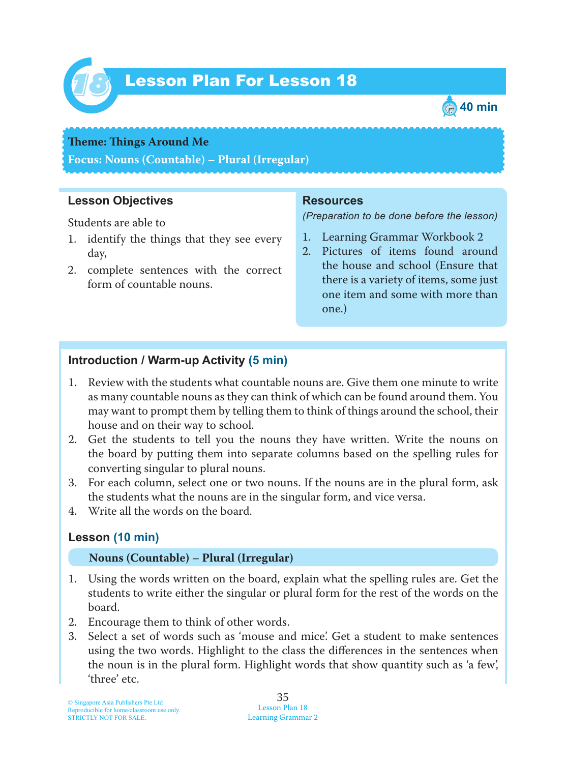# Lesson Plan For Lesson 18

40 min

**Theme: Things Around Me**
**Focus: Nouns (Countable) – Plural (Irregular)**

### Lesson Objectives

Students are able to

1. identify the things that they see every day,
2. complete sentences with the correct form of countable nouns.

### Resources

*(Preparation to be done before the lesson)*

1. Learning Grammar Workbook 2
2. Pictures of items found around the house and school (Ensure that there is a variety of items, some just one item and some with more than one.)

### Introduction / Warm-up Activity (5 min)

1. Review with the students what countable nouns are. Give them one minute to write as many countable nouns as they can think of which can be found around them. You may want to prompt them by telling them to think of things around the school, their house and on their way to school.
2. Get the students to tell you the nouns they have written. Write the nouns on the board by putting them into separate columns based on the spelling rules for converting singular to plural nouns.
3. For each column, select one or two nouns. If the nouns are in the plural form, ask the students what the nouns are in the singular form, and vice versa.
4. Write all the words on the board.

### Lesson (10 min)

**Nouns (Countable) – Plural (Irregular)**

1. Using the words written on the board, explain what the spelling rules are. Get the students to write either the singular or plural form for the rest of the words on the board.
2. Encourage them to think of other words.
3. Select a set of words such as 'mouse and mice'. Get a student to make sentences using the two words. Highlight to the class the differences in the sentences when the noun is in the plural form. Highlight words that show quantity such as 'a few', 'three' etc.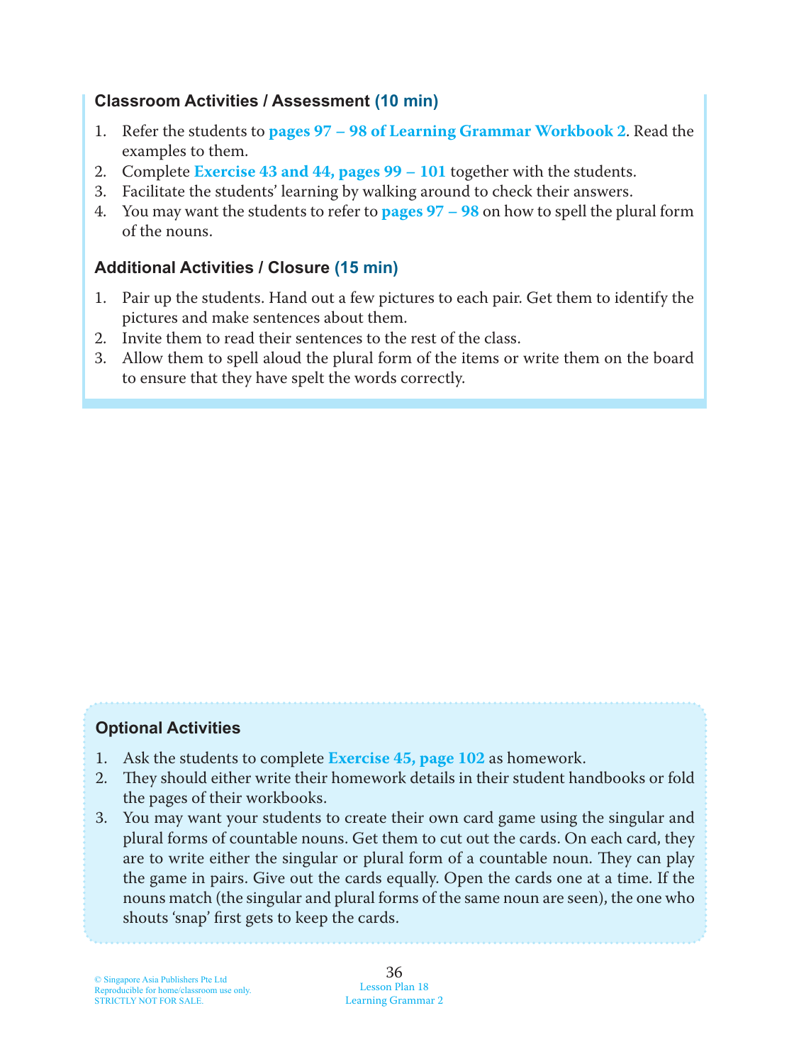### Classroom Activities / Assessment (10 min)

1. Refer the students to **pages 97 – 98 of Learning Grammar Workbook 2**. Read the examples to them.
2. Complete **Exercise 43 and 44, pages 99 – 101** together with the students.
3. Facilitate the students' learning by walking around to check their answers.
4. You may want the students to refer to **pages 97 – 98** on how to spell the plural form of the nouns.

### Additional Activities / Closure (15 min)

1. Pair up the students. Hand out a few pictures to each pair. Get them to identify the pictures and make sentences about them.
2. Invite them to read their sentences to the rest of the class.
3. Allow them to spell aloud the plural form of the items or write them on the board to ensure that they have spelt the words correctly.

### Optional Activities

1. Ask the students to complete **Exercise 45, page 102** as homework.
2. They should either write their homework details in their student handbooks or fold the pages of their workbooks.
3. You may want your students to create their own card game using the singular and plural forms of countable nouns. Get them to cut out the cards. On each card, they are to write either the singular or plural form of a countable noun. They can play the game in pairs. Give out the cards equally. Open the cards one at a time. If the nouns match (the singular and plural forms of the same noun are seen), the one who shouts 'snap' first gets to keep the cards.